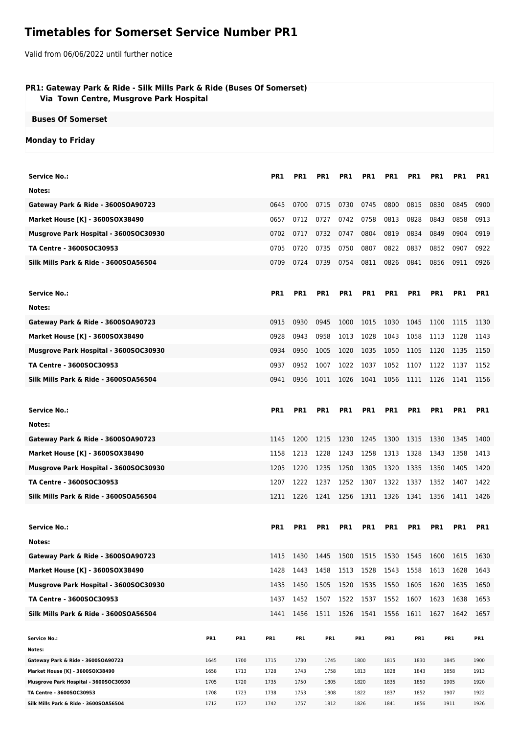# Timetables for Somerset Service Number PR1

Valid from 06/06/2022 until further notice

**PR1: Gateway Park & Ride - Silk Mills Park & Ride (Buses Of Somerset)**
**Via Town Centre, Musgrove Park Hospital**

**Buses Of Somerset**

**Monday to Friday**

| Service No.: | PR1 | PR1 | PR1 | PR1 | PR1 | PR1 | PR1 | PR1 | PR1 | PR1 |
|---|---|---|---|---|---|---|---|---|---|---|
| Notes: | | | | | | | | | | |
| Gateway Park & Ride - 3600SOA90723 | 0645 | 0700 | 0715 | 0730 | 0745 | 0800 | 0815 | 0830 | 0845 | 0900 |
| Market House [K] - 3600SOX38490 | 0657 | 0712 | 0727 | 0742 | 0758 | 0813 | 0828 | 0843 | 0858 | 0913 |
| Musgrove Park Hospital - 3600SOC30930 | 0702 | 0717 | 0732 | 0747 | 0804 | 0819 | 0834 | 0849 | 0904 | 0919 |
| TA Centre - 3600SOC30953 | 0705 | 0720 | 0735 | 0750 | 0807 | 0822 | 0837 | 0852 | 0907 | 0922 |
| Silk Mills Park & Ride - 3600SOA56504 | 0709 | 0724 | 0739 | 0754 | 0811 | 0826 | 0841 | 0856 | 0911 | 0926 |

| Service No.: | PR1 | PR1 | PR1 | PR1 | PR1 | PR1 | PR1 | PR1 | PR1 | PR1 |
|---|---|---|---|---|---|---|---|---|---|---|
| Notes: | | | | | | | | | | |
| Gateway Park & Ride - 3600SOA90723 | 0915 | 0930 | 0945 | 1000 | 1015 | 1030 | 1045 | 1100 | 1115 | 1130 |
| Market House [K] - 3600SOX38490 | 0928 | 0943 | 0958 | 1013 | 1028 | 1043 | 1058 | 1113 | 1128 | 1143 |
| Musgrove Park Hospital - 3600SOC30930 | 0934 | 0950 | 1005 | 1020 | 1035 | 1050 | 1105 | 1120 | 1135 | 1150 |
| TA Centre - 3600SOC30953 | 0937 | 0952 | 1007 | 1022 | 1037 | 1052 | 1107 | 1122 | 1137 | 1152 |
| Silk Mills Park & Ride - 3600SOA56504 | 0941 | 0956 | 1011 | 1026 | 1041 | 1056 | 1111 | 1126 | 1141 | 1156 |

| Service No.: | PR1 | PR1 | PR1 | PR1 | PR1 | PR1 | PR1 | PR1 | PR1 | PR1 |
|---|---|---|---|---|---|---|---|---|---|---|
| Notes: | | | | | | | | | | |
| Gateway Park & Ride - 3600SOA90723 | 1145 | 1200 | 1215 | 1230 | 1245 | 1300 | 1315 | 1330 | 1345 | 1400 |
| Market House [K] - 3600SOX38490 | 1158 | 1213 | 1228 | 1243 | 1258 | 1313 | 1328 | 1343 | 1358 | 1413 |
| Musgrove Park Hospital - 3600SOC30930 | 1205 | 1220 | 1235 | 1250 | 1305 | 1320 | 1335 | 1350 | 1405 | 1420 |
| TA Centre - 3600SOC30953 | 1207 | 1222 | 1237 | 1252 | 1307 | 1322 | 1337 | 1352 | 1407 | 1422 |
| Silk Mills Park & Ride - 3600SOA56504 | 1211 | 1226 | 1241 | 1256 | 1311 | 1326 | 1341 | 1356 | 1411 | 1426 |

| Service No.: | PR1 | PR1 | PR1 | PR1 | PR1 | PR1 | PR1 | PR1 | PR1 | PR1 |
|---|---|---|---|---|---|---|---|---|---|---|
| Notes: | | | | | | | | | | |
| Gateway Park & Ride - 3600SOA90723 | 1415 | 1430 | 1445 | 1500 | 1515 | 1530 | 1545 | 1600 | 1615 | 1630 |
| Market House [K] - 3600SOX38490 | 1428 | 1443 | 1458 | 1513 | 1528 | 1543 | 1558 | 1613 | 1628 | 1643 |
| Musgrove Park Hospital - 3600SOC30930 | 1435 | 1450 | 1505 | 1520 | 1535 | 1550 | 1605 | 1620 | 1635 | 1650 |
| TA Centre - 3600SOC30953 | 1437 | 1452 | 1507 | 1522 | 1537 | 1552 | 1607 | 1623 | 1638 | 1653 |
| Silk Mills Park & Ride - 3600SOA56504 | 1441 | 1456 | 1511 | 1526 | 1541 | 1556 | 1611 | 1627 | 1642 | 1657 |

| Service No.: | PR1 | PR1 | PR1 | PR1 | PR1 | PR1 | PR1 | PR1 | PR1 | PR1 |
|---|---|---|---|---|---|---|---|---|---|---|
| Notes: | | | | | | | | | | |
| Gateway Park & Ride - 3600SOA90723 | 1645 | 1700 | 1715 | 1730 | 1745 | 1800 | 1815 | 1830 | 1845 | 1900 |
| Market House [K] - 3600SOX38490 | 1658 | 1713 | 1728 | 1743 | 1758 | 1813 | 1828 | 1843 | 1858 | 1913 |
| Musgrove Park Hospital - 3600SOC30930 | 1705 | 1720 | 1735 | 1750 | 1805 | 1820 | 1835 | 1850 | 1905 | 1920 |
| TA Centre - 3600SOC30953 | 1708 | 1723 | 1738 | 1753 | 1808 | 1822 | 1837 | 1852 | 1907 | 1922 |
| Silk Mills Park & Ride - 3600SOA56504 | 1712 | 1727 | 1742 | 1757 | 1812 | 1826 | 1841 | 1856 | 1911 | 1926 |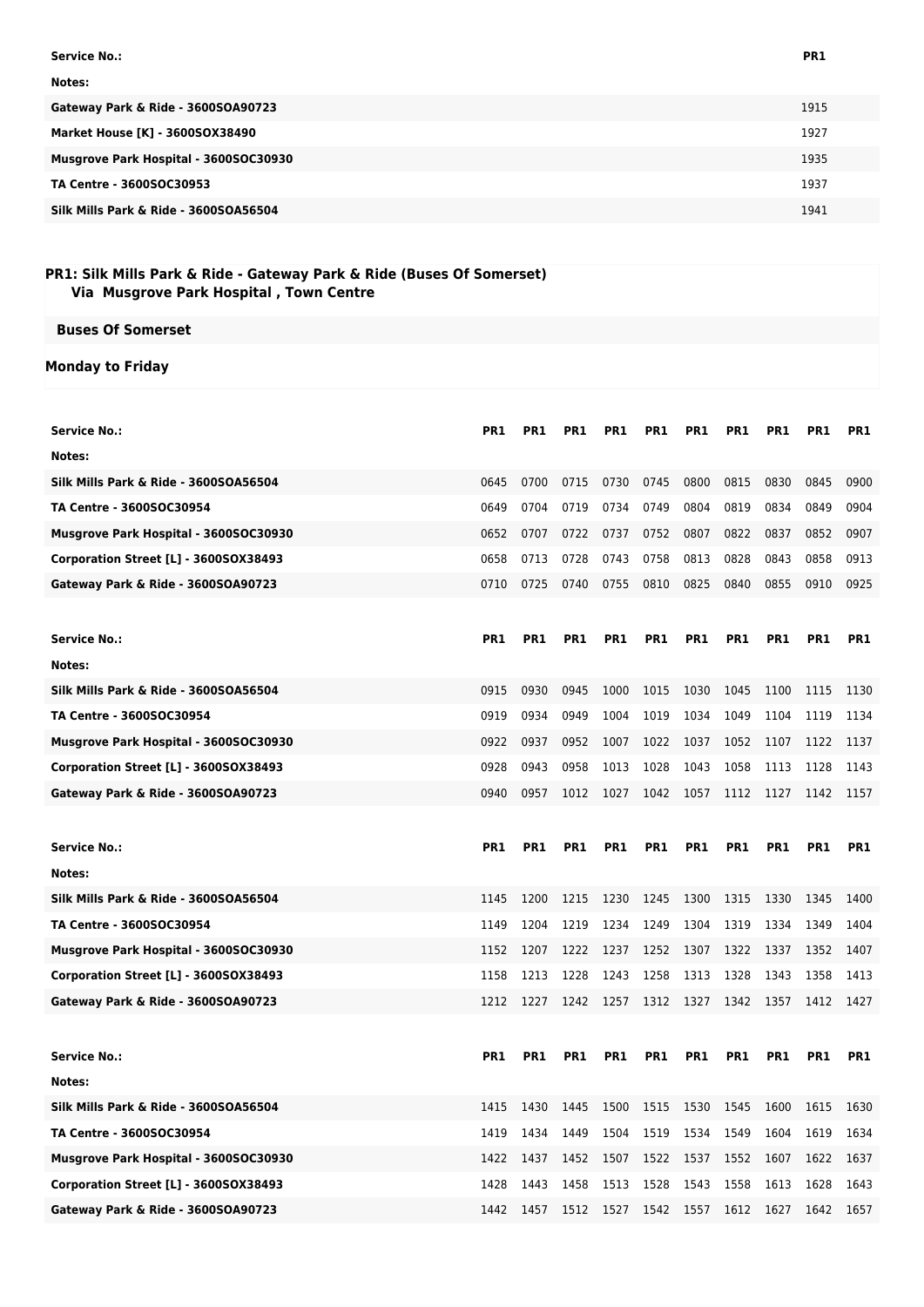| Service No.: | PR1 |
| --- | --- |
| Notes: | |
| Gateway Park & Ride - 3600SOA90723 | 1915 |
| Market House [K] - 3600SOX38490 | 1927 |
| Musgrove Park Hospital - 3600SOC30930 | 1935 |
| TA Centre - 3600SOC30953 | 1937 |
| Silk Mills Park & Ride - 3600SOA56504 | 1941 |

## PR1: Silk Mills Park & Ride - Gateway Park & Ride (Buses Of Somerset)
### Via Musgrove Park Hospital , Town Centre

**Buses Of Somerset**

**Monday to Friday**

| Service No.: | PR1 | PR1 | PR1 | PR1 | PR1 | PR1 | PR1 | PR1 | PR1 | PR1 |
| --- | --- | --- | --- | --- | --- | --- | --- | --- | --- | --- |
| Notes: | | | | | | | | | | |
| Silk Mills Park & Ride - 3600SOA56504 | 0645 | 0700 | 0715 | 0730 | 0745 | 0800 | 0815 | 0830 | 0845 | 0900 |
| TA Centre - 3600SOC30954 | 0649 | 0704 | 0719 | 0734 | 0749 | 0804 | 0819 | 0834 | 0849 | 0904 |
| Musgrove Park Hospital - 3600SOC30930 | 0652 | 0707 | 0722 | 0737 | 0752 | 0807 | 0822 | 0837 | 0852 | 0907 |
| Corporation Street [L] - 3600SOX38493 | 0658 | 0713 | 0728 | 0743 | 0758 | 0813 | 0828 | 0843 | 0858 | 0913 |
| Gateway Park & Ride - 3600SOA90723 | 0710 | 0725 | 0740 | 0755 | 0810 | 0825 | 0840 | 0855 | 0910 | 0925 |

| Service No.: | PR1 | PR1 | PR1 | PR1 | PR1 | PR1 | PR1 | PR1 | PR1 | PR1 |
| --- | --- | --- | --- | --- | --- | --- | --- | --- | --- | --- |
| Notes: | | | | | | | | | | |
| Silk Mills Park & Ride - 3600SOA56504 | 0915 | 0930 | 0945 | 1000 | 1015 | 1030 | 1045 | 1100 | 1115 | 1130 |
| TA Centre - 3600SOC30954 | 0919 | 0934 | 0949 | 1004 | 1019 | 1034 | 1049 | 1104 | 1119 | 1134 |
| Musgrove Park Hospital - 3600SOC30930 | 0922 | 0937 | 0952 | 1007 | 1022 | 1037 | 1052 | 1107 | 1122 | 1137 |
| Corporation Street [L] - 3600SOX38493 | 0928 | 0943 | 0958 | 1013 | 1028 | 1043 | 1058 | 1113 | 1128 | 1143 |
| Gateway Park & Ride - 3600SOA90723 | 0940 | 0957 | 1012 | 1027 | 1042 | 1057 | 1112 | 1127 | 1142 | 1157 |

| Service No.: | PR1 | PR1 | PR1 | PR1 | PR1 | PR1 | PR1 | PR1 | PR1 | PR1 |
| --- | --- | --- | --- | --- | --- | --- | --- | --- | --- | --- |
| Notes: | | | | | | | | | | |
| Silk Mills Park & Ride - 3600SOA56504 | 1145 | 1200 | 1215 | 1230 | 1245 | 1300 | 1315 | 1330 | 1345 | 1400 |
| TA Centre - 3600SOC30954 | 1149 | 1204 | 1219 | 1234 | 1249 | 1304 | 1319 | 1334 | 1349 | 1404 |
| Musgrove Park Hospital - 3600SOC30930 | 1152 | 1207 | 1222 | 1237 | 1252 | 1307 | 1322 | 1337 | 1352 | 1407 |
| Corporation Street [L] - 3600SOX38493 | 1158 | 1213 | 1228 | 1243 | 1258 | 1313 | 1328 | 1343 | 1358 | 1413 |
| Gateway Park & Ride - 3600SOA90723 | 1212 | 1227 | 1242 | 1257 | 1312 | 1327 | 1342 | 1357 | 1412 | 1427 |

| Service No.: | PR1 | PR1 | PR1 | PR1 | PR1 | PR1 | PR1 | PR1 | PR1 | PR1 |
| --- | --- | --- | --- | --- | --- | --- | --- | --- | --- | --- |
| Notes: | | | | | | | | | | |
| Silk Mills Park & Ride - 3600SOA56504 | 1415 | 1430 | 1445 | 1500 | 1515 | 1530 | 1545 | 1600 | 1615 | 1630 |
| TA Centre - 3600SOC30954 | 1419 | 1434 | 1449 | 1504 | 1519 | 1534 | 1549 | 1604 | 1619 | 1634 |
| Musgrove Park Hospital - 3600SOC30930 | 1422 | 1437 | 1452 | 1507 | 1522 | 1537 | 1552 | 1607 | 1622 | 1637 |
| Corporation Street [L] - 3600SOX38493 | 1428 | 1443 | 1458 | 1513 | 1528 | 1543 | 1558 | 1613 | 1628 | 1643 |
| Gateway Park & Ride - 3600SOA90723 | 1442 | 1457 | 1512 | 1527 | 1542 | 1557 | 1612 | 1627 | 1642 | 1657 |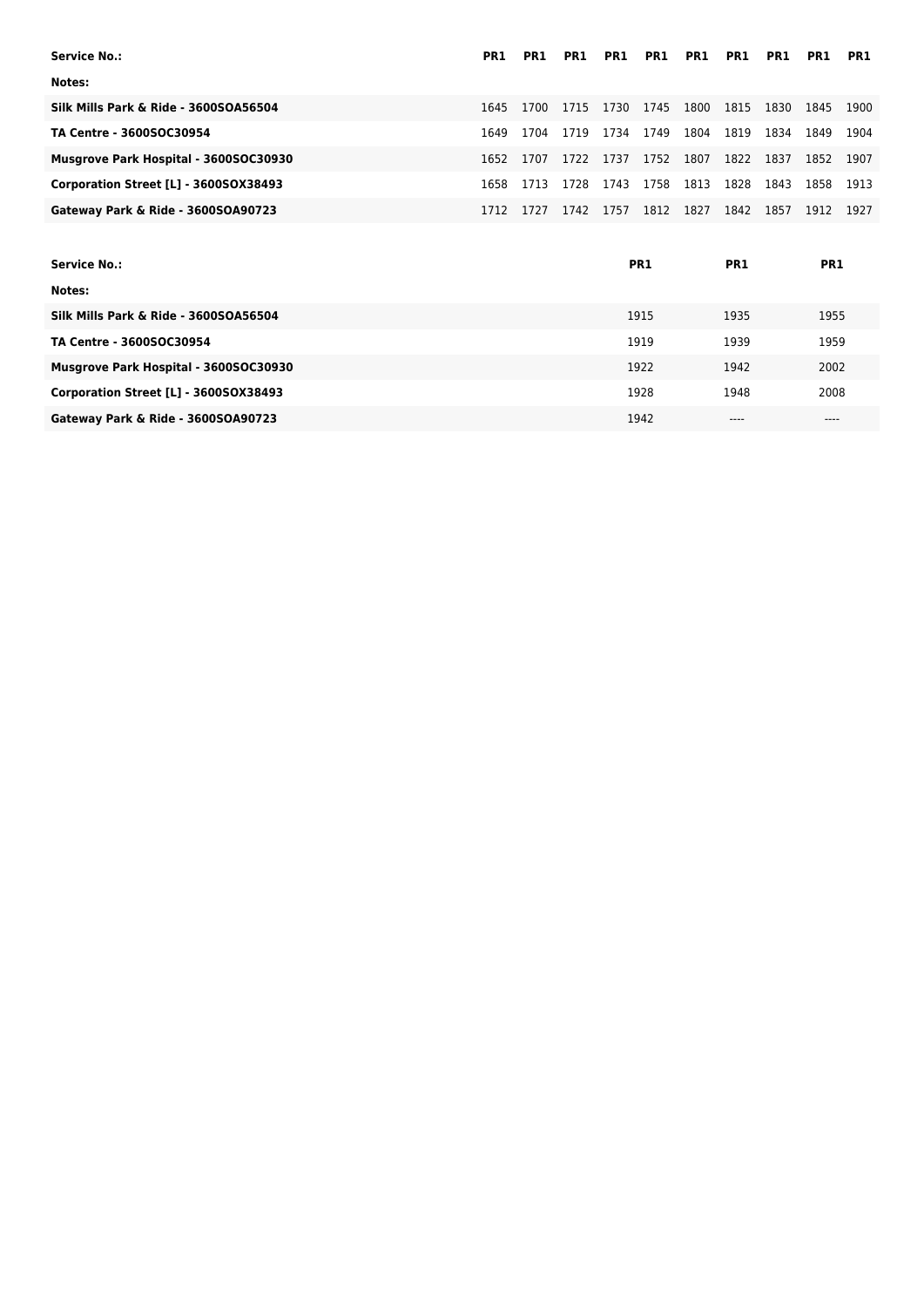| Service No.: | PR1 | PR1 | PR1 | PR1 | PR1 | PR1 | PR1 | PR1 | PR1 | PR1 |
|---|---|---|---|---|---|---|---|---|---|---|
| Notes: | | | | | | | | | | |
| Silk Mills Park & Ride - 3600SOA56504 | 1645 | 1700 | 1715 | 1730 | 1745 | 1800 | 1815 | 1830 | 1845 | 1900 |
| TA Centre - 3600SOC30954 | 1649 | 1704 | 1719 | 1734 | 1749 | 1804 | 1819 | 1834 | 1849 | 1904 |
| Musgrove Park Hospital - 3600SOC30930 | 1652 | 1707 | 1722 | 1737 | 1752 | 1807 | 1822 | 1837 | 1852 | 1907 |
| Corporation Street [L] - 3600SOX38493 | 1658 | 1713 | 1728 | 1743 | 1758 | 1813 | 1828 | 1843 | 1858 | 1913 |
| Gateway Park & Ride - 3600SOA90723 | 1712 | 1727 | 1742 | 1757 | 1812 | 1827 | 1842 | 1857 | 1912 | 1927 |

| Service No.: | PR1 | PR1 | PR1 |
|---|---|---|---|
| Notes: | | | |
| Silk Mills Park & Ride - 3600SOA56504 | 1915 | 1935 | 1955 |
| TA Centre - 3600SOC30954 | 1919 | 1939 | 1959 |
| Musgrove Park Hospital - 3600SOC30930 | 1922 | 1942 | 2002 |
| Corporation Street [L] - 3600SOX38493 | 1928 | 1948 | 2008 |
| Gateway Park & Ride - 3600SOA90723 | 1942 | ---- | ---- |